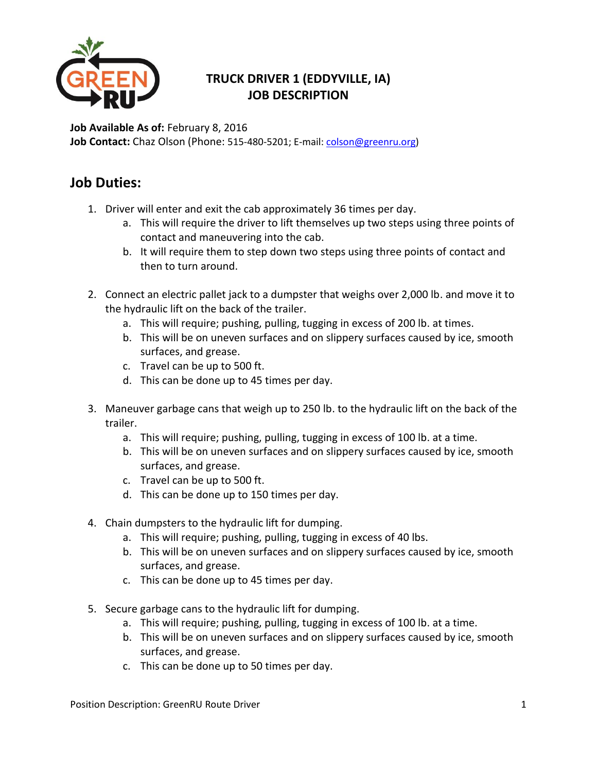# TRUCK DRIVER 1 (EDDYVILLE, IA) JOB DESCRIPTION

**Job Available As of:** February 8, 2016
**Job Contact:** Chaz Olson (Phone: 515-480-5201; E-mail: colson@greenru.org)

## Job Duties:

1. Driver will enter and exit the cab approximately 36 times per day.
   a. This will require the driver to lift themselves up two steps using three points of contact and maneuvering into the cab.
   b. It will require them to step down two steps using three points of contact and then to turn around.

2. Connect an electric pallet jack to a dumpster that weighs over 2,000 lb. and move it to the hydraulic lift on the back of the trailer.
   a. This will require; pushing, pulling, tugging in excess of 200 lb. at times.
   b. This will be on uneven surfaces and on slippery surfaces caused by ice, smooth surfaces, and grease.
   c. Travel can be up to 500 ft.
   d. This can be done up to 45 times per day.

3. Maneuver garbage cans that weigh up to 250 lb. to the hydraulic lift on the back of the trailer.
   a. This will require; pushing, pulling, tugging in excess of 100 lb. at a time.
   b. This will be on uneven surfaces and on slippery surfaces caused by ice, smooth surfaces, and grease.
   c. Travel can be up to 500 ft.
   d. This can be done up to 150 times per day.

4. Chain dumpsters to the hydraulic lift for dumping.
   a. This will require; pushing, pulling, tugging in excess of 40 lbs.
   b. This will be on uneven surfaces and on slippery surfaces caused by ice, smooth surfaces, and grease.
   c. This can be done up to 45 times per day.

5. Secure garbage cans to the hydraulic lift for dumping.
   a. This will require; pushing, pulling, tugging in excess of 100 lb. at a time.
   b. This will be on uneven surfaces and on slippery surfaces caused by ice, smooth surfaces, and grease.
   c. This can be done up to 50 times per day.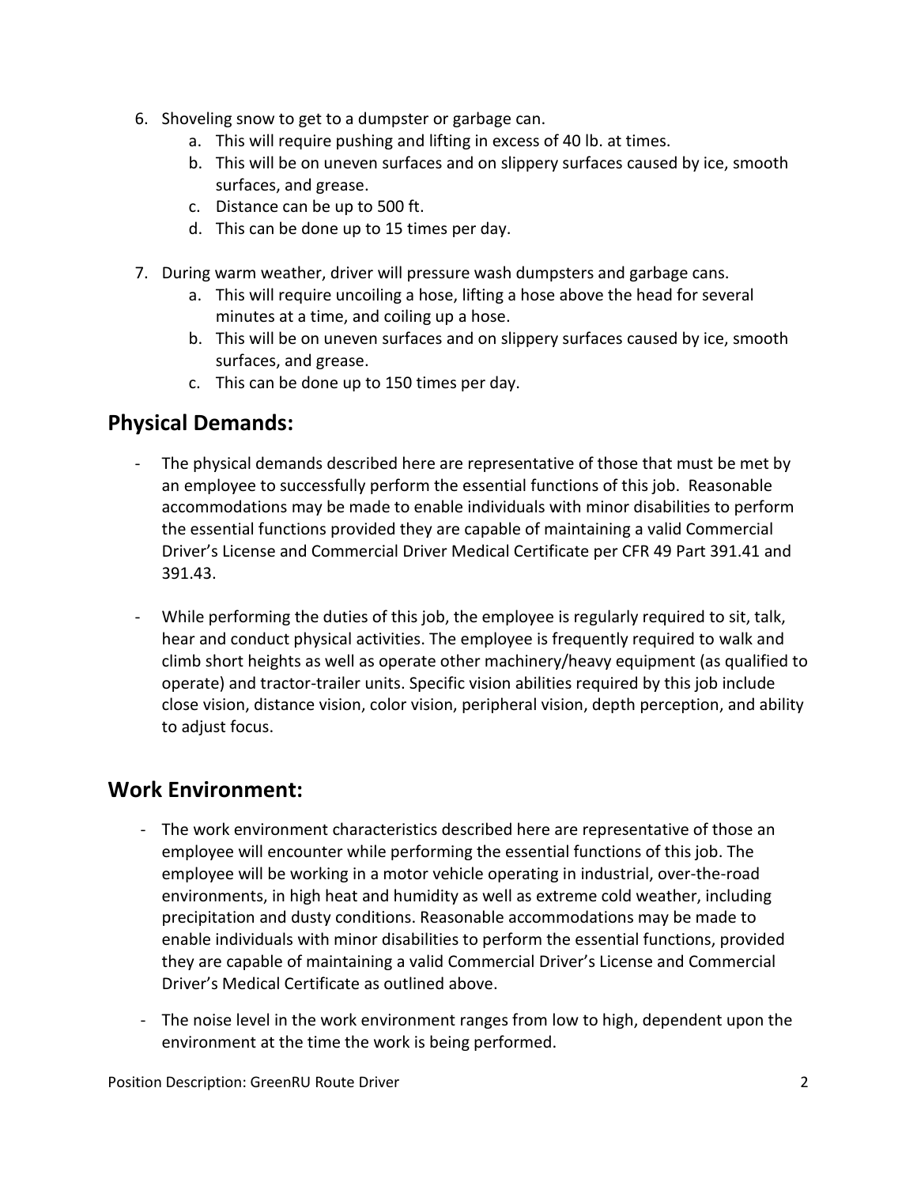6. Shoveling snow to get to a dumpster or garbage can.
   a. This will require pushing and lifting in excess of 40 lb. at times.
   b. This will be on uneven surfaces and on slippery surfaces caused by ice, smooth surfaces, and grease.
   c. Distance can be up to 500 ft.
   d. This can be done up to 15 times per day.

7. During warm weather, driver will pressure wash dumpsters and garbage cans.
   a. This will require uncoiling a hose, lifting a hose above the head for several minutes at a time, and coiling up a hose.
   b. This will be on uneven surfaces and on slippery surfaces caused by ice, smooth surfaces, and grease.
   c. This can be done up to 150 times per day.

## Physical Demands:

- The physical demands described here are representative of those that must be met by an employee to successfully perform the essential functions of this job. Reasonable accommodations may be made to enable individuals with minor disabilities to perform the essential functions provided they are capable of maintaining a valid Commercial Driver's License and Commercial Driver Medical Certificate per CFR 49 Part 391.41 and 391.43.

- While performing the duties of this job, the employee is regularly required to sit, talk, hear and conduct physical activities. The employee is frequently required to walk and climb short heights as well as operate other machinery/heavy equipment (as qualified to operate) and tractor-trailer units. Specific vision abilities required by this job include close vision, distance vision, color vision, peripheral vision, depth perception, and ability to adjust focus.

## Work Environment:

- The work environment characteristics described here are representative of those an employee will encounter while performing the essential functions of this job. The employee will be working in a motor vehicle operating in industrial, over-the-road environments, in high heat and humidity as well as extreme cold weather, including precipitation and dusty conditions. Reasonable accommodations may be made to enable individuals with minor disabilities to perform the essential functions, provided they are capable of maintaining a valid Commercial Driver's License and Commercial Driver's Medical Certificate as outlined above.

- The noise level in the work environment ranges from low to high, dependent upon the environment at the time the work is being performed.